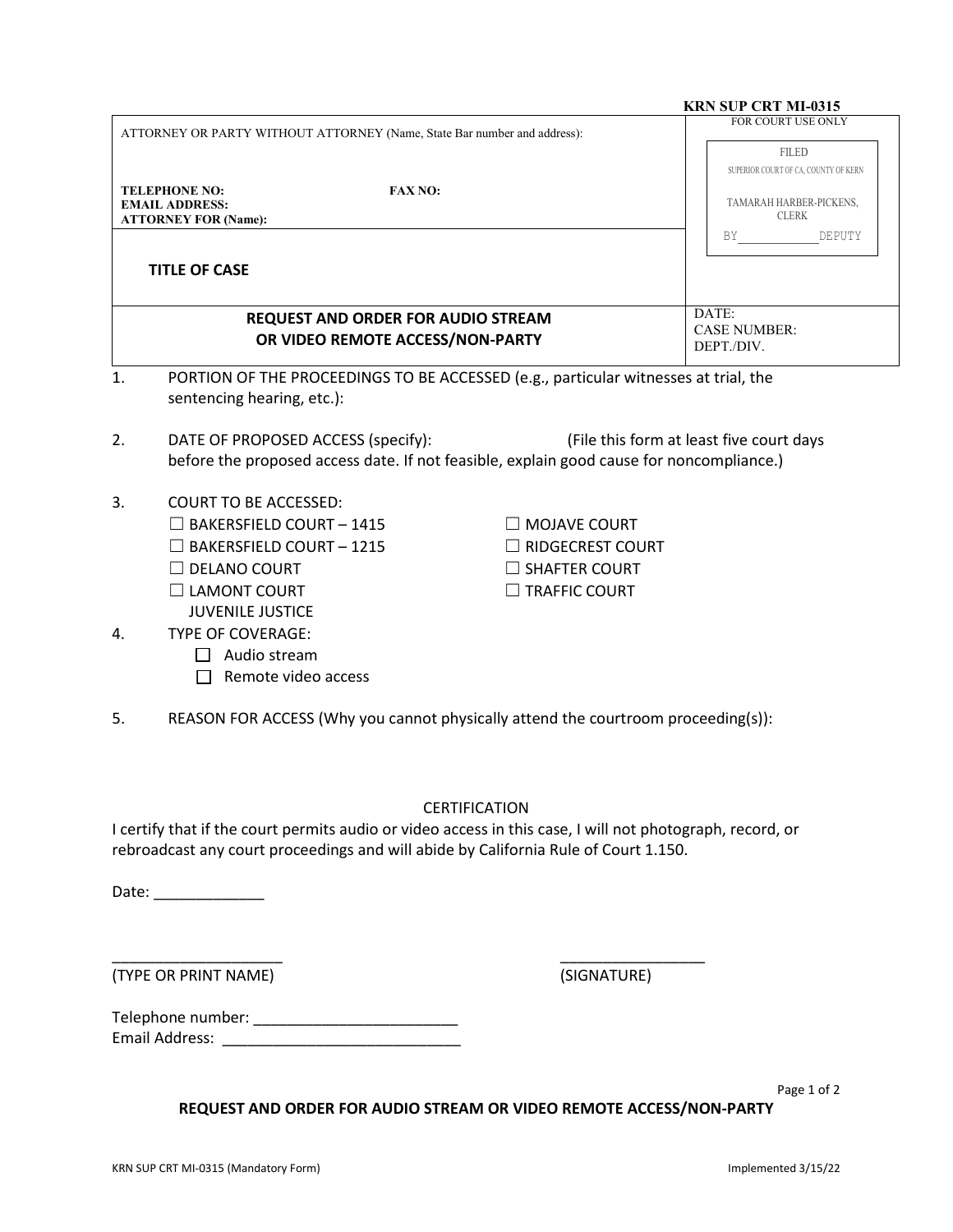**KRN SUP CRT MI-0315**

| ATTORNEY OR PARTY WITHOUT ATTORNEY (Name, State Bar number and address): <br><br> **TELEPHONE NO:** **FAX NO:** <br> **EMAIL ADDRESS:** <br> **ATTORNEY FOR (Name):** | FOR COURT USE ONLY <br><br> FILED <br> SUPERIOR COURT OF CA, COUNTY OF KERN <br><br> TAMARAH HARBER-PICKENS, CLERK <br> BY\_\_\_\_\_\_\_\_\_\_\_\_DEPUTY |
|---|---|
| **TITLE OF CASE** | |
| **REQUEST AND ORDER FOR AUDIO STREAM OR VIDEO REMOTE ACCESS/NON-PARTY** | DATE: <br> CASE NUMBER: <br> DEPT./DIV. |

1. PORTION OF THE PROCEEDINGS TO BE ACCESSED (e.g., particular witnesses at trial, the sentencing hearing, etc.):

2. DATE OF PROPOSED ACCESS (specify): (File this form at least five court days before the proposed access date. If not feasible, explain good cause for noncompliance.)

3. COURT TO BE ACCESSED:
   - ☐ BAKERSFIELD COURT – 1415
   - ☐ BAKERSFIELD COURT – 1215
   - ☐ DELANO COURT
   - ☐ LAMONT COURT
     JUVENILE JUSTICE
   - ☐ MOJAVE COURT
   - ☐ RIDGECREST COURT
   - ☐ SHAFTER COURT
   - ☐ TRAFFIC COURT

4. TYPE OF COVERAGE:
   - ☐ Audio stream
   - ☐ Remote video access

5. REASON FOR ACCESS (Why you cannot physically attend the courtroom proceeding(s)):

CERTIFICATION

I certify that if the court permits audio or video access in this case, I will not photograph, record, or rebroadcast any court proceedings and will abide by California Rule of Court 1.150.

Date: \_\_\_\_\_\_\_\_\_\_\_\_\_

\_\_\_\_\_\_\_\_\_\_\_\_\_\_\_\_\_\_\_\_ \_\_\_\_\_\_\_\_\_\_\_\_\_\_\_\_\_
(TYPE OR PRINT NAME) (SIGNATURE)

Telephone number: \_\_\_\_\_\_\_\_\_\_\_\_\_\_\_\_\_\_\_\_\_\_\_\_\_
Email Address: \_\_\_\_\_\_\_\_\_\_\_\_\_\_\_\_\_\_\_\_\_\_\_\_\_\_\_\_\_

**REQUEST AND ORDER FOR AUDIO STREAM OR VIDEO REMOTE ACCESS/NON-PARTY**

KRN SUP CRT MI-0315 (Mandatory Form) Implemented 3/15/22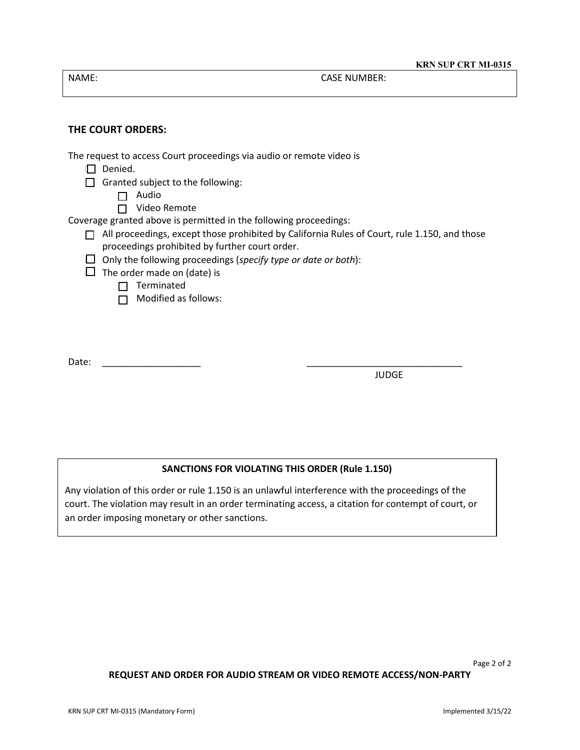NAME: CASE NUMBER:

**THE COURT ORDERS:**

The request to access Court proceedings via audio or remote video is

- ☐ Denied.
- ☐ Granted subject to the following:
  - ☐ Audio
  - ☐ Video Remote

Coverage granted above is permitted in the following proceedings:

- ☐ All proceedings, except those prohibited by California Rules of Court, rule 1.150, and those proceedings prohibited by further court order.
- ☐ Only the following proceedings (*specify type or date or both*):
- ☐ The order made on (date) is
  - ☐ Terminated
  - ☐ Modified as follows:

Date: ___________________ ______________________________
JUDGE

**SANCTIONS FOR VIOLATING THIS ORDER (Rule 1.150)**

Any violation of this order or rule 1.150 is an unlawful interference with the proceedings of the court. The violation may result in an order terminating access, a citation for contempt of court, or an order imposing monetary or other sanctions.

**REQUEST AND ORDER FOR AUDIO STREAM OR VIDEO REMOTE ACCESS/NON-PARTY**